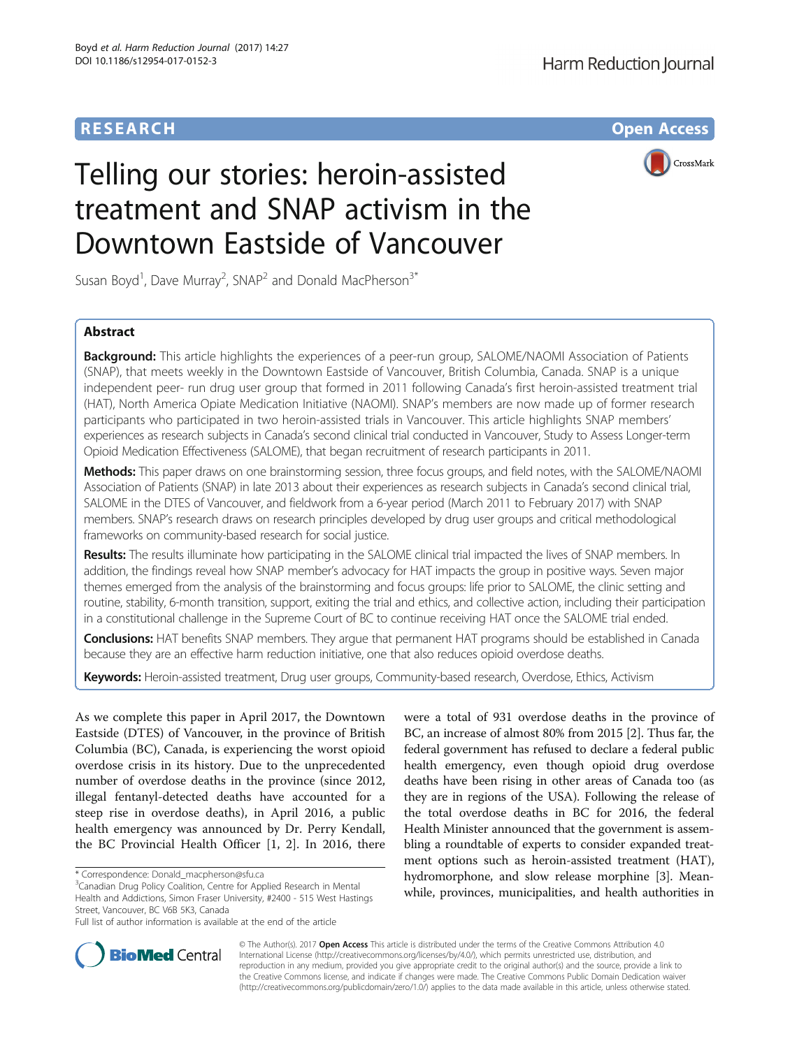**RESEARCH** **Open Access**

# Telling our stories: heroin-assisted treatment and SNAP activism in the Downtown Eastside of Vancouver

Susan Boyd[1], Dave Murray[2], SNAP[2] and Donald MacPherson[3*]

## Abstract

**Background:** This article highlights the experiences of a peer-run group, SALOME/NAOMI Association of Patients (SNAP), that meets weekly in the Downtown Eastside of Vancouver, British Columbia, Canada. SNAP is a unique independent peer- run drug user group that formed in 2011 following Canada's first heroin-assisted treatment trial (HAT), North America Opiate Medication Initiative (NAOMI). SNAP's members are now made up of former research participants who participated in two heroin-assisted trials in Vancouver. This article highlights SNAP members' experiences as research subjects in Canada's second clinical trial conducted in Vancouver, Study to Assess Longer-term Opioid Medication Effectiveness (SALOME), that began recruitment of research participants in 2011.

**Methods:** This paper draws on one brainstorming session, three focus groups, and field notes, with the SALOME/NAOMI Association of Patients (SNAP) in late 2013 about their experiences as research subjects in Canada's second clinical trial, SALOME in the DTES of Vancouver, and fieldwork from a 6-year period (March 2011 to February 2017) with SNAP members. SNAP's research draws on research principles developed by drug user groups and critical methodological frameworks on community-based research for social justice.

**Results:** The results illuminate how participating in the SALOME clinical trial impacted the lives of SNAP members. In addition, the findings reveal how SNAP member's advocacy for HAT impacts the group in positive ways. Seven major themes emerged from the analysis of the brainstorming and focus groups: life prior to SALOME, the clinic setting and routine, stability, 6-month transition, support, exiting the trial and ethics, and collective action, including their participation in a constitutional challenge in the Supreme Court of BC to continue receiving HAT once the SALOME trial ended.

**Conclusions:** HAT benefits SNAP members. They argue that permanent HAT programs should be established in Canada because they are an effective harm reduction initiative, one that also reduces opioid overdose deaths.

**Keywords:** Heroin-assisted treatment, Drug user groups, Community-based research, Overdose, Ethics, Activism

As we complete this paper in April 2017, the Downtown Eastside (DTES) of Vancouver, in the province of British Columbia (BC), Canada, is experiencing the worst opioid overdose crisis in its history. Due to the unprecedented number of overdose deaths in the province (since 2012, illegal fentanyl-detected deaths have accounted for a steep rise in overdose deaths), in April 2016, a public health emergency was announced by Dr. Perry Kendall, the BC Provincial Health Officer [1, 2]. In 2016, there were a total of 931 overdose deaths in the province of BC, an increase of almost 80% from 2015 [2]. Thus far, the federal government has refused to declare a federal public health emergency, even though opioid drug overdose deaths have been rising in other areas of Canada too (as they are in regions of the USA). Following the release of the total overdose deaths in BC for 2016, the federal Health Minister announced that the government is assembling a roundtable of experts to consider expanded treatment options such as heroin-assisted treatment (HAT), hydromorphone, and slow release morphine [3]. Meanwhile, provinces, municipalities, and health authorities in

\* Correspondence: Donald_macpherson@sfu.ca
[3]Canadian Drug Policy Coalition, Centre for Applied Research in Mental Health and Addictions, Simon Fraser University, #2400 - 515 West Hastings Street, Vancouver, BC V6B 5K3, Canada
Full list of author information is available at the end of the article

© The Author(s). 2017 **Open Access** This article is distributed under the terms of the Creative Commons Attribution 4.0 International License (http://creativecommons.org/licenses/by/4.0/), which permits unrestricted use, distribution, and reproduction in any medium, provided you give appropriate credit to the original author(s) and the source, provide a link to the Creative Commons license, and indicate if changes were made. The Creative Commons Public Domain Dedication waiver (http://creativecommons.org/publicdomain/zero/1.0/) applies to the data made available in this article, unless otherwise stated.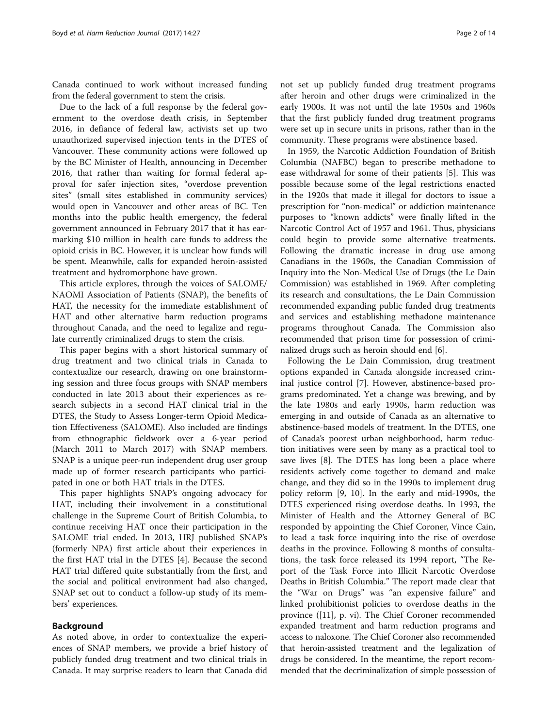Canada continued to work without increased funding from the federal government to stem the crisis.

Due to the lack of a full response by the federal government to the overdose death crisis, in September 2016, in defiance of federal law, activists set up two unauthorized supervised injection tents in the DTES of Vancouver. These community actions were followed up by the BC Minister of Health, announcing in December 2016, that rather than waiting for formal federal approval for safer injection sites, "overdose prevention sites" (small sites established in community services) would open in Vancouver and other areas of BC. Ten months into the public health emergency, the federal government announced in February 2017 that it has earmarking $10 million in health care funds to address the opioid crisis in BC. However, it is unclear how funds will be spent. Meanwhile, calls for expanded heroin-assisted treatment and hydromorphone have grown.

This article explores, through the voices of SALOME/NAOMI Association of Patients (SNAP), the benefits of HAT, the necessity for the immediate establishment of HAT and other alternative harm reduction programs throughout Canada, and the need to legalize and regulate currently criminalized drugs to stem the crisis.

This paper begins with a short historical summary of drug treatment and two clinical trials in Canada to contextualize our research, drawing on one brainstorming session and three focus groups with SNAP members conducted in late 2013 about their experiences as research subjects in a second HAT clinical trial in the DTES, the Study to Assess Longer-term Opioid Medication Effectiveness (SALOME). Also included are findings from ethnographic fieldwork over a 6-year period (March 2011 to March 2017) with SNAP members. SNAP is a unique peer-run independent drug user group made up of former research participants who participated in one or both HAT trials in the DTES.

This paper highlights SNAP's ongoing advocacy for HAT, including their involvement in a constitutional challenge in the Supreme Court of British Columbia, to continue receiving HAT once their participation in the SALOME trial ended. In 2013, HRJ published SNAP's (formerly NPA) first article about their experiences in the first HAT trial in the DTES [4]. Because the second HAT trial differed quite substantially from the first, and the social and political environment had also changed, SNAP set out to conduct a follow-up study of its members' experiences.

## Background

As noted above, in order to contextualize the experiences of SNAP members, we provide a brief history of publicly funded drug treatment and two clinical trials in Canada. It may surprise readers to learn that Canada did not set up publicly funded drug treatment programs after heroin and other drugs were criminalized in the early 1900s. It was not until the late 1950s and 1960s that the first publicly funded drug treatment programs were set up in secure units in prisons, rather than in the community. These programs were abstinence based.

In 1959, the Narcotic Addiction Foundation of British Columbia (NAFBC) began to prescribe methadone to ease withdrawal for some of their patients [5]. This was possible because some of the legal restrictions enacted in the 1920s that made it illegal for doctors to issue a prescription for "non-medical" or addiction maintenance purposes to "known addicts" were finally lifted in the Narcotic Control Act of 1957 and 1961. Thus, physicians could begin to provide some alternative treatments. Following the dramatic increase in drug use among Canadians in the 1960s, the Canadian Commission of Inquiry into the Non-Medical Use of Drugs (the Le Dain Commission) was established in 1969. After completing its research and consultations, the Le Dain Commission recommended expanding public funded drug treatments and services and establishing methadone maintenance programs throughout Canada. The Commission also recommended that prison time for possession of criminalized drugs such as heroin should end [6].

Following the Le Dain Commission, drug treatment options expanded in Canada alongside increased criminal justice control [7]. However, abstinence-based programs predominated. Yet a change was brewing, and by the late 1980s and early 1990s, harm reduction was emerging in and outside of Canada as an alternative to abstinence-based models of treatment. In the DTES, one of Canada's poorest urban neighborhood, harm reduction initiatives were seen by many as a practical tool to save lives [8]. The DTES has long been a place where residents actively come together to demand and make change, and they did so in the 1990s to implement drug policy reform [9, 10]. In the early and mid-1990s, the DTES experienced rising overdose deaths. In 1993, the Minister of Health and the Attorney General of BC responded by appointing the Chief Coroner, Vince Cain, to lead a task force inquiring into the rise of overdose deaths in the province. Following 8 months of consultations, the task force released its 1994 report, "The Report of the Task Force into Illicit Narcotic Overdose Deaths in British Columbia." The report made clear that the "War on Drugs" was "an expensive failure" and linked prohibitionist policies to overdose deaths in the province ([11], p. vi). The Chief Coroner recommended expanded treatment and harm reduction programs and access to naloxone. The Chief Coroner also recommended that heroin-assisted treatment and the legalization of drugs be considered. In the meantime, the report recommended that the decriminalization of simple possession of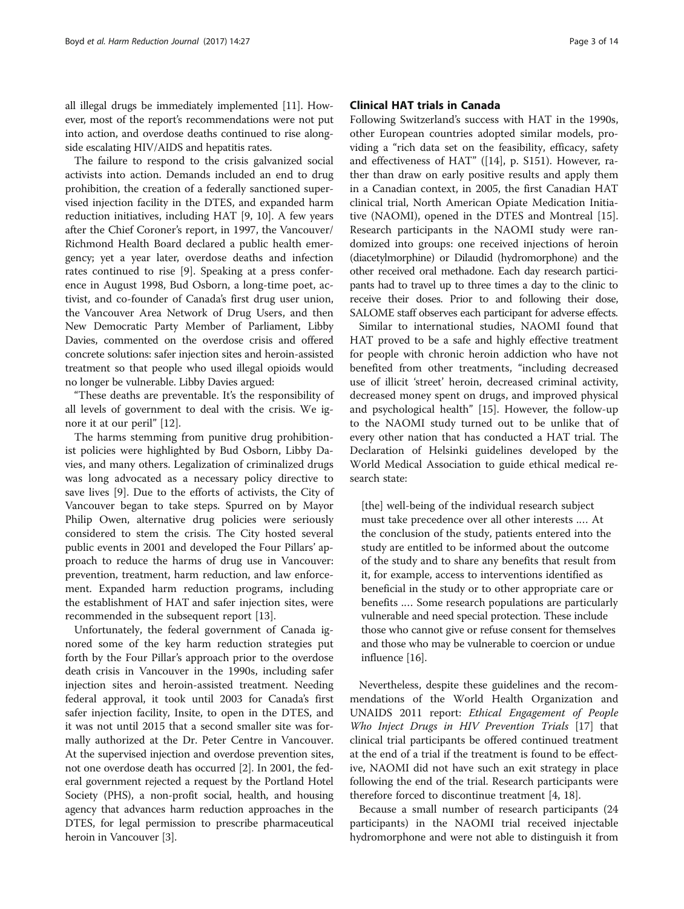all illegal drugs be immediately implemented [11]. However, most of the report's recommendations were not put into action, and overdose deaths continued to rise alongside escalating HIV/AIDS and hepatitis rates.

The failure to respond to the crisis galvanized social activists into action. Demands included an end to drug prohibition, the creation of a federally sanctioned supervised injection facility in the DTES, and expanded harm reduction initiatives, including HAT [9, 10]. A few years after the Chief Coroner's report, in 1997, the Vancouver/Richmond Health Board declared a public health emergency; yet a year later, overdose deaths and infection rates continued to rise [9]. Speaking at a press conference in August 1998, Bud Osborn, a long-time poet, activist, and co-founder of Canada's first drug user union, the Vancouver Area Network of Drug Users, and then New Democratic Party Member of Parliament, Libby Davies, commented on the overdose crisis and offered concrete solutions: safer injection sites and heroin-assisted treatment so that people who used illegal opioids would no longer be vulnerable. Libby Davies argued:

"These deaths are preventable. It's the responsibility of all levels of government to deal with the crisis. We ignore it at our peril" [12].

The harms stemming from punitive drug prohibitionist policies were highlighted by Bud Osborn, Libby Davies, and many others. Legalization of criminalized drugs was long advocated as a necessary policy directive to save lives [9]. Due to the efforts of activists, the City of Vancouver began to take steps. Spurred on by Mayor Philip Owen, alternative drug policies were seriously considered to stem the crisis. The City hosted several public events in 2001 and developed the Four Pillars' approach to reduce the harms of drug use in Vancouver: prevention, treatment, harm reduction, and law enforcement. Expanded harm reduction programs, including the establishment of HAT and safer injection sites, were recommended in the subsequent report [13].

Unfortunately, the federal government of Canada ignored some of the key harm reduction strategies put forth by the Four Pillar's approach prior to the overdose death crisis in Vancouver in the 1990s, including safer injection sites and heroin-assisted treatment. Needing federal approval, it took until 2003 for Canada's first safer injection facility, Insite, to open in the DTES, and it was not until 2015 that a second smaller site was formally authorized at the Dr. Peter Centre in Vancouver. At the supervised injection and overdose prevention sites, not one overdose death has occurred [2]. In 2001, the federal government rejected a request by the Portland Hotel Society (PHS), a non-profit social, health, and housing agency that advances harm reduction approaches in the DTES, for legal permission to prescribe pharmaceutical heroin in Vancouver [3].

## Clinical HAT trials in Canada

Following Switzerland's success with HAT in the 1990s, other European countries adopted similar models, providing a "rich data set on the feasibility, efficacy, safety and effectiveness of HAT" ([14], p. S151). However, rather than draw on early positive results and apply them in a Canadian context, in 2005, the first Canadian HAT clinical trial, North American Opiate Medication Initiative (NAOMI), opened in the DTES and Montreal [15]. Research participants in the NAOMI study were randomized into groups: one received injections of heroin (diacetylmorphine) or Dilaudid (hydromorphone) and the other received oral methadone. Each day research participants had to travel up to three times a day to the clinic to receive their doses. Prior to and following their dose, SALOME staff observes each participant for adverse effects.

Similar to international studies, NAOMI found that HAT proved to be a safe and highly effective treatment for people with chronic heroin addiction who have not benefited from other treatments, "including decreased use of illicit 'street' heroin, decreased criminal activity, decreased money spent on drugs, and improved physical and psychological health" [15]. However, the follow-up to the NAOMI study turned out to be unlike that of every other nation that has conducted a HAT trial. The Declaration of Helsinki guidelines developed by the World Medical Association to guide ethical medical research state:

> [the] well-being of the individual research subject must take precedence over all other interests .… At the conclusion of the study, patients entered into the study are entitled to be informed about the outcome of the study and to share any benefits that result from it, for example, access to interventions identified as beneficial in the study or to other appropriate care or benefits .… Some research populations are particularly vulnerable and need special protection. These include those who cannot give or refuse consent for themselves and those who may be vulnerable to coercion or undue influence [16].

Nevertheless, despite these guidelines and the recommendations of the World Health Organization and UNAIDS 2011 report: *Ethical Engagement of People Who Inject Drugs in HIV Prevention Trials* [17] that clinical trial participants be offered continued treatment at the end of a trial if the treatment is found to be effective, NAOMI did not have such an exit strategy in place following the end of the trial. Research participants were therefore forced to discontinue treatment [4, 18].

Because a small number of research participants (24 participants) in the NAOMI trial received injectable hydromorphone and were not able to distinguish it from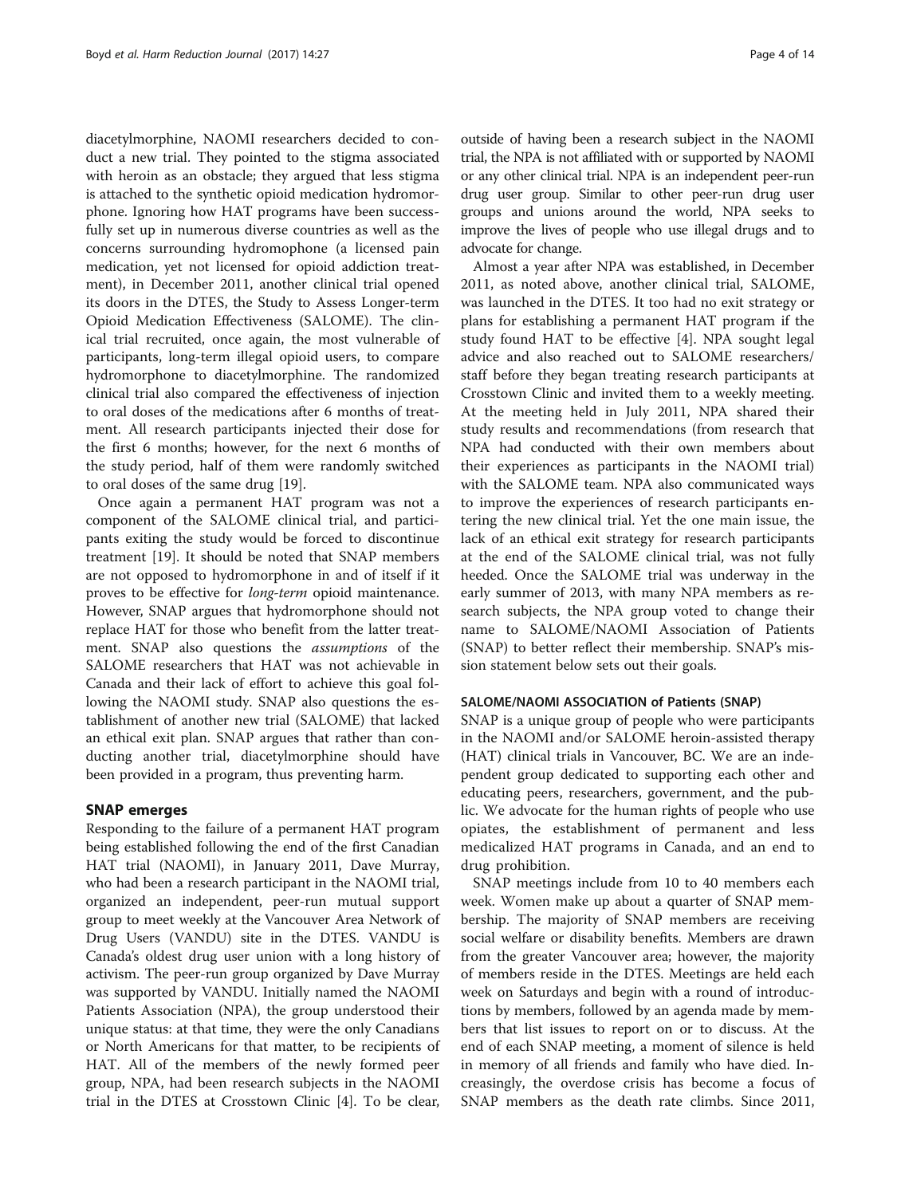diacetylmorphine, NAOMI researchers decided to conduct a new trial. They pointed to the stigma associated with heroin as an obstacle; they argued that less stigma is attached to the synthetic opioid medication hydromorphone. Ignoring how HAT programs have been successfully set up in numerous diverse countries as well as the concerns surrounding hydromophone (a licensed pain medication, yet not licensed for opioid addiction treatment), in December 2011, another clinical trial opened its doors in the DTES, the Study to Assess Longer-term Opioid Medication Effectiveness (SALOME). The clinical trial recruited, once again, the most vulnerable of participants, long-term illegal opioid users, to compare hydromorphone to diacetylmorphine. The randomized clinical trial also compared the effectiveness of injection to oral doses of the medications after 6 months of treatment. All research participants injected their dose for the first 6 months; however, for the next 6 months of the study period, half of them were randomly switched to oral doses of the same drug [19].

Once again a permanent HAT program was not a component of the SALOME clinical trial, and participants exiting the study would be forced to discontinue treatment [19]. It should be noted that SNAP members are not opposed to hydromorphone in and of itself if it proves to be effective for *long-term* opioid maintenance. However, SNAP argues that hydromorphone should not replace HAT for those who benefit from the latter treatment. SNAP also questions the *assumptions* of the SALOME researchers that HAT was not achievable in Canada and their lack of effort to achieve this goal following the NAOMI study. SNAP also questions the establishment of another new trial (SALOME) that lacked an ethical exit plan. SNAP argues that rather than conducting another trial, diacetylmorphine should have been provided in a program, thus preventing harm.

## SNAP emerges

Responding to the failure of a permanent HAT program being established following the end of the first Canadian HAT trial (NAOMI), in January 2011, Dave Murray, who had been a research participant in the NAOMI trial, organized an independent, peer-run mutual support group to meet weekly at the Vancouver Area Network of Drug Users (VANDU) site in the DTES. VANDU is Canada's oldest drug user union with a long history of activism. The peer-run group organized by Dave Murray was supported by VANDU. Initially named the NAOMI Patients Association (NPA), the group understood their unique status: at that time, they were the only Canadians or North Americans for that matter, to be recipients of HAT. All of the members of the newly formed peer group, NPA, had been research subjects in the NAOMI trial in the DTES at Crosstown Clinic [4]. To be clear, outside of having been a research subject in the NAOMI trial, the NPA is not affiliated with or supported by NAOMI or any other clinical trial. NPA is an independent peer-run drug user group. Similar to other peer-run drug user groups and unions around the world, NPA seeks to improve the lives of people who use illegal drugs and to advocate for change.

Almost a year after NPA was established, in December 2011, as noted above, another clinical trial, SALOME, was launched in the DTES. It too had no exit strategy or plans for establishing a permanent HAT program if the study found HAT to be effective [4]. NPA sought legal advice and also reached out to SALOME researchers/staff before they began treating research participants at Crosstown Clinic and invited them to a weekly meeting. At the meeting held in July 2011, NPA shared their study results and recommendations (from research that NPA had conducted with their own members about their experiences as participants in the NAOMI trial) with the SALOME team. NPA also communicated ways to improve the experiences of research participants entering the new clinical trial. Yet the one main issue, the lack of an ethical exit strategy for research participants at the end of the SALOME clinical trial, was not fully heeded. Once the SALOME trial was underway in the early summer of 2013, with many NPA members as research subjects, the NPA group voted to change their name to SALOME/NAOMI Association of Patients (SNAP) to better reflect their membership. SNAP's mission statement below sets out their goals.

### SALOME/NAOMI ASSOCIATION of Patients (SNAP)

SNAP is a unique group of people who were participants in the NAOMI and/or SALOME heroin-assisted therapy (HAT) clinical trials in Vancouver, BC. We are an independent group dedicated to supporting each other and educating peers, researchers, government, and the public. We advocate for the human rights of people who use opiates, the establishment of permanent and less medicalized HAT programs in Canada, and an end to drug prohibition.

SNAP meetings include from 10 to 40 members each week. Women make up about a quarter of SNAP membership. The majority of SNAP members are receiving social welfare or disability benefits. Members are drawn from the greater Vancouver area; however, the majority of members reside in the DTES. Meetings are held each week on Saturdays and begin with a round of introductions by members, followed by an agenda made by members that list issues to report on or to discuss. At the end of each SNAP meeting, a moment of silence is held in memory of all friends and family who have died. Increasingly, the overdose crisis has become a focus of SNAP members as the death rate climbs. Since 2011,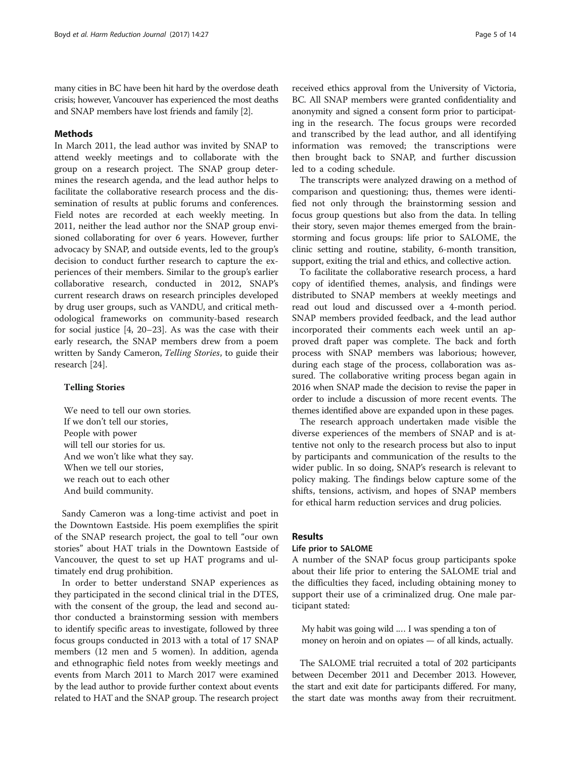many cities in BC have been hit hard by the overdose death crisis; however, Vancouver has experienced the most deaths and SNAP members have lost friends and family [2].

## Methods

In March 2011, the lead author was invited by SNAP to attend weekly meetings and to collaborate with the group on a research project. The SNAP group determines the research agenda, and the lead author helps to facilitate the collaborative research process and the dissemination of results at public forums and conferences. Field notes are recorded at each weekly meeting. In 2011, neither the lead author nor the SNAP group envisioned collaborating for over 6 years. However, further advocacy by SNAP, and outside events, led to the group's decision to conduct further research to capture the experiences of their members. Similar to the group's earlier collaborative research, conducted in 2012, SNAP's current research draws on research principles developed by drug user groups, such as VANDU, and critical methodological frameworks on community-based research for social justice [4, 20–23]. As was the case with their early research, the SNAP members drew from a poem written by Sandy Cameron, *Telling Stories*, to guide their research [24].

**Telling Stories**

> We need to tell our own stories.
> If we don't tell our stories,
> People with power
> will tell our stories for us.
> And we won't like what they say.
> When we tell our stories,
> we reach out to each other
> And build community.

Sandy Cameron was a long-time activist and poet in the Downtown Eastside. His poem exemplifies the spirit of the SNAP research project, the goal to tell "our own stories" about HAT trials in the Downtown Eastside of Vancouver, the quest to set up HAT programs and ultimately end drug prohibition.

In order to better understand SNAP experiences as they participated in the second clinical trial in the DTES, with the consent of the group, the lead and second author conducted a brainstorming session with members to identify specific areas to investigate, followed by three focus groups conducted in 2013 with a total of 17 SNAP members (12 men and 5 women). In addition, agenda and ethnographic field notes from weekly meetings and events from March 2011 to March 2017 were examined by the lead author to provide further context about events related to HAT and the SNAP group. The research project received ethics approval from the University of Victoria, BC. All SNAP members were granted confidentiality and anonymity and signed a consent form prior to participating in the research. The focus groups were recorded and transcribed by the lead author, and all identifying information was removed; the transcriptions were then brought back to SNAP, and further discussion led to a coding schedule.

The transcripts were analyzed drawing on a method of comparison and questioning; thus, themes were identified not only through the brainstorming session and focus group questions but also from the data. In telling their story, seven major themes emerged from the brainstorming and focus groups: life prior to SALOME, the clinic setting and routine, stability, 6-month transition, support, exiting the trial and ethics, and collective action.

To facilitate the collaborative research process, a hard copy of identified themes, analysis, and findings were distributed to SNAP members at weekly meetings and read out loud and discussed over a 4-month period. SNAP members provided feedback, and the lead author incorporated their comments each week until an approved draft paper was complete. The back and forth process with SNAP members was laborious; however, during each stage of the process, collaboration was assured. The collaborative writing process began again in 2016 when SNAP made the decision to revise the paper in order to include a discussion of more recent events. The themes identified above are expanded upon in these pages.

The research approach undertaken made visible the diverse experiences of the members of SNAP and is attentive not only to the research process but also to input by participants and communication of the results to the wider public. In so doing, SNAP's research is relevant to policy making. The findings below capture some of the shifts, tensions, activism, and hopes of SNAP members for ethical harm reduction services and drug policies.

## Results

### Life prior to SALOME

A number of the SNAP focus group participants spoke about their life prior to entering the SALOME trial and the difficulties they faced, including obtaining money to support their use of a criminalized drug. One male participant stated:

> My habit was going wild .… I was spending a ton of money on heroin and on opiates — of all kinds, actually.

The SALOME trial recruited a total of 202 participants between December 2011 and December 2013. However, the start and exit date for participants differed. For many, the start date was months away from their recruitment.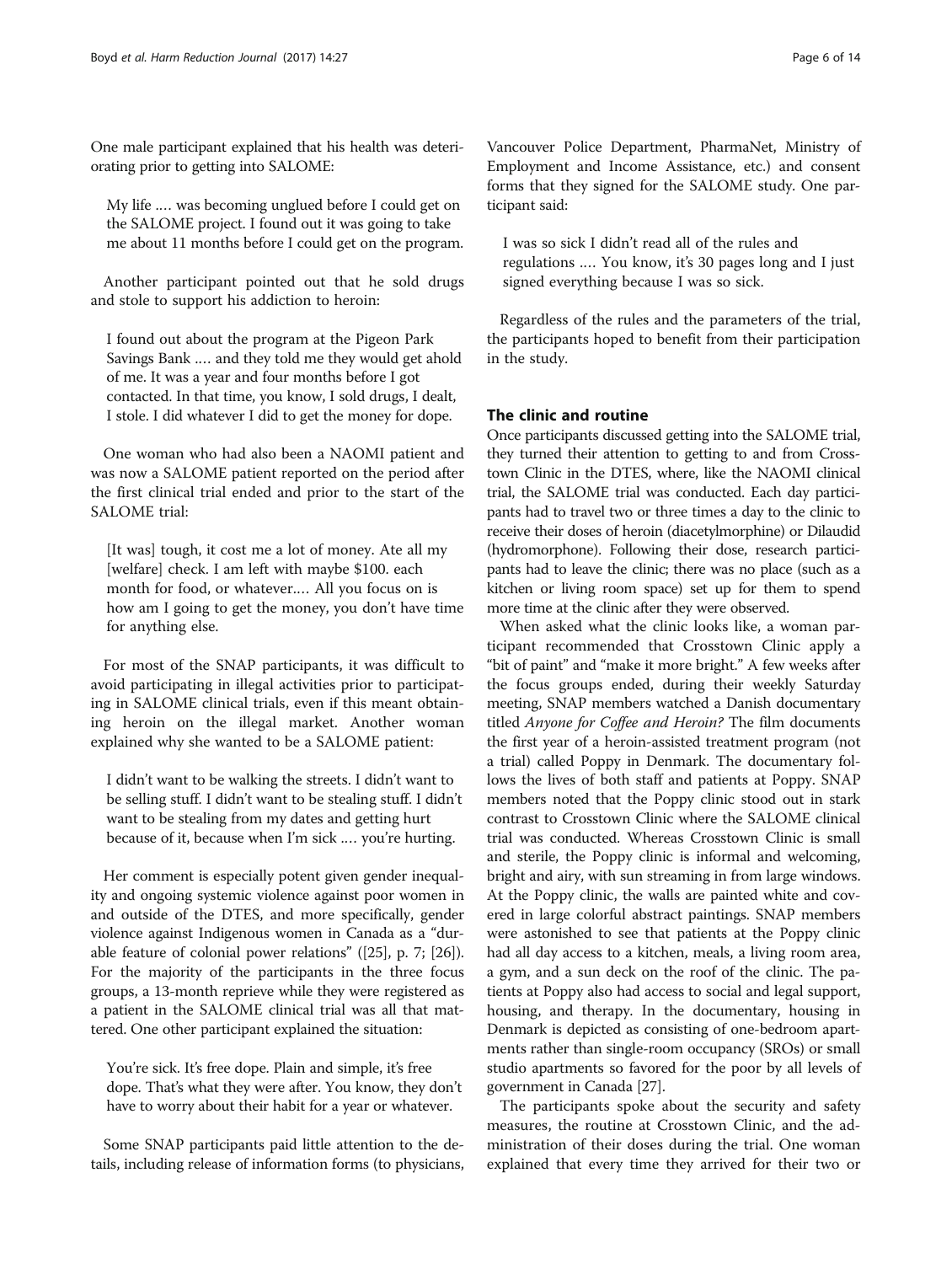One male participant explained that his health was deteriorating prior to getting into SALOME:

> My life .… was becoming unglued before I could get on the SALOME project. I found out it was going to take me about 11 months before I could get on the program.

Another participant pointed out that he sold drugs and stole to support his addiction to heroin:

> I found out about the program at the Pigeon Park Savings Bank .… and they told me they would get ahold of me. It was a year and four months before I got contacted. In that time, you know, I sold drugs, I dealt, I stole. I did whatever I did to get the money for dope.

One woman who had also been a NAOMI patient and was now a SALOME patient reported on the period after the first clinical trial ended and prior to the start of the SALOME trial:

> [It was] tough, it cost me a lot of money. Ate all my [welfare] check. I am left with maybe $100. each month for food, or whatever.… All you focus on is how am I going to get the money, you don't have time for anything else.

For most of the SNAP participants, it was difficult to avoid participating in illegal activities prior to participating in SALOME clinical trials, even if this meant obtaining heroin on the illegal market. Another woman explained why she wanted to be a SALOME patient:

> I didn't want to be walking the streets. I didn't want to be selling stuff. I didn't want to be stealing stuff. I didn't want to be stealing from my dates and getting hurt because of it, because when I'm sick .… you're hurting.

Her comment is especially potent given gender inequality and ongoing systemic violence against poor women in and outside of the DTES, and more specifically, gender violence against Indigenous women in Canada as a "durable feature of colonial power relations" ([25], p. 7; [26]). For the majority of the participants in the three focus groups, a 13-month reprieve while they were registered as a patient in the SALOME clinical trial was all that mattered. One other participant explained the situation:

> You're sick. It's free dope. Plain and simple, it's free dope. That's what they were after. You know, they don't have to worry about their habit for a year or whatever.

Some SNAP participants paid little attention to the details, including release of information forms (to physicians, Vancouver Police Department, PharmaNet, Ministry of Employment and Income Assistance, etc.) and consent forms that they signed for the SALOME study. One participant said:

> I was so sick I didn't read all of the rules and regulations .… You know, it's 30 pages long and I just signed everything because I was so sick.

Regardless of the rules and the parameters of the trial, the participants hoped to benefit from their participation in the study.

## The clinic and routine

Once participants discussed getting into the SALOME trial, they turned their attention to getting to and from Crosstown Clinic in the DTES, where, like the NAOMI clinical trial, the SALOME trial was conducted. Each day participants had to travel two or three times a day to the clinic to receive their doses of heroin (diacetylmorphine) or Dilaudid (hydromorphone). Following their dose, research participants had to leave the clinic; there was no place (such as a kitchen or living room space) set up for them to spend more time at the clinic after they were observed.

When asked what the clinic looks like, a woman participant recommended that Crosstown Clinic apply a "bit of paint" and "make it more bright." A few weeks after the focus groups ended, during their weekly Saturday meeting, SNAP members watched a Danish documentary titled *Anyone for Coffee and Heroin?* The film documents the first year of a heroin-assisted treatment program (not a trial) called Poppy in Denmark. The documentary follows the lives of both staff and patients at Poppy. SNAP members noted that the Poppy clinic stood out in stark contrast to Crosstown Clinic where the SALOME clinical trial was conducted. Whereas Crosstown Clinic is small and sterile, the Poppy clinic is informal and welcoming, bright and airy, with sun streaming in from large windows. At the Poppy clinic, the walls are painted white and covered in large colorful abstract paintings. SNAP members were astonished to see that patients at the Poppy clinic had all day access to a kitchen, meals, a living room area, a gym, and a sun deck on the roof of the clinic. The patients at Poppy also had access to social and legal support, housing, and therapy. In the documentary, housing in Denmark is depicted as consisting of one-bedroom apartments rather than single-room occupancy (SROs) or small studio apartments so favored for the poor by all levels of government in Canada [27].

The participants spoke about the security and safety measures, the routine at Crosstown Clinic, and the administration of their doses during the trial. One woman explained that every time they arrived for their two or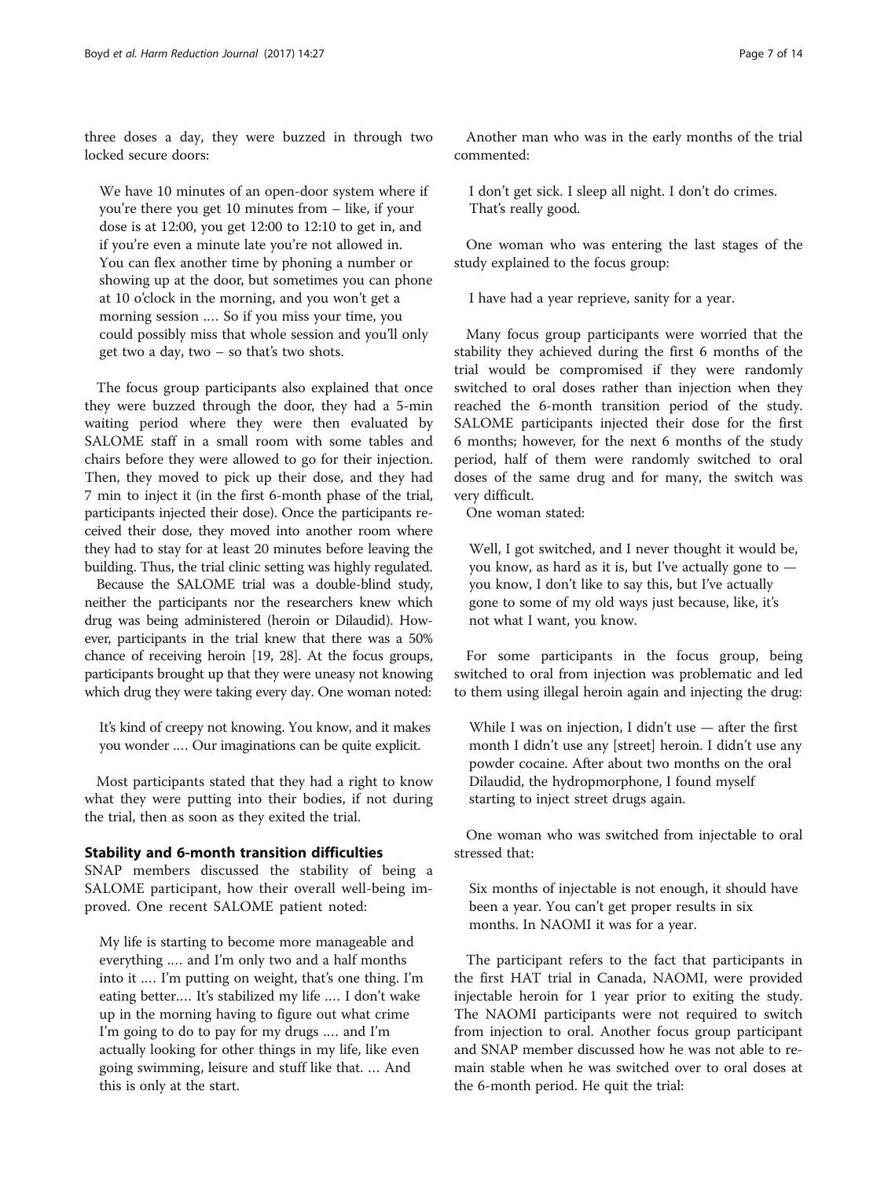three doses a day, they were buzzed in through two locked secure doors:

> We have 10 minutes of an open-door system where if you're there you get 10 minutes from – like, if your dose is at 12:00, you get 12:00 to 12:10 to get in, and if you're even a minute late you're not allowed in. You can flex another time by phoning a number or showing up at the door, but sometimes you can phone at 10 o'clock in the morning, and you won't get a morning session .… So if you miss your time, you could possibly miss that whole session and you'll only get two a day, two – so that's two shots.

The focus group participants also explained that once they were buzzed through the door, they had a 5-min waiting period where they were then evaluated by SALOME staff in a small room with some tables and chairs before they were allowed to go for their injection. Then, they moved to pick up their dose, and they had 7 min to inject it (in the first 6-month phase of the trial, participants injected their dose). Once the participants received their dose, they moved into another room where they had to stay for at least 20 minutes before leaving the building. Thus, the trial clinic setting was highly regulated.

Because the SALOME trial was a double-blind study, neither the participants nor the researchers knew which drug was being administered (heroin or Dilaudid). However, participants in the trial knew that there was a 50% chance of receiving heroin [19, 28]. At the focus groups, participants brought up that they were uneasy not knowing which drug they were taking every day. One woman noted:

> It's kind of creepy not knowing. You know, and it makes you wonder .… Our imaginations can be quite explicit.

Most participants stated that they had a right to know what they were putting into their bodies, if not during the trial, then as soon as they exited the trial.

### Stability and 6-month transition difficulties

SNAP members discussed the stability of being a SALOME participant, how their overall well-being improved. One recent SALOME patient noted:

> My life is starting to become more manageable and everything .… and I'm only two and a half months into it .… I'm putting on weight, that's one thing. I'm eating better.… It's stabilized my life .… I don't wake up in the morning having to figure out what crime I'm going to do to pay for my drugs .… and I'm actually looking for other things in my life, like even going swimming, leisure and stuff like that. … And this is only at the start.

Another man who was in the early months of the trial commented:

> I don't get sick. I sleep all night. I don't do crimes. That's really good.

One woman who was entering the last stages of the study explained to the focus group:

> I have had a year reprieve, sanity for a year.

Many focus group participants were worried that the stability they achieved during the first 6 months of the trial would be compromised if they were randomly switched to oral doses rather than injection when they reached the 6-month transition period of the study. SALOME participants injected their dose for the first 6 months; however, for the next 6 months of the study period, half of them were randomly switched to oral doses of the same drug and for many, the switch was very difficult.

One woman stated:

> Well, I got switched, and I never thought it would be, you know, as hard as it is, but I've actually gone to — you know, I don't like to say this, but I've actually gone to some of my old ways just because, like, it's not what I want, you know.

For some participants in the focus group, being switched to oral from injection was problematic and led to them using illegal heroin again and injecting the drug:

> While I was on injection, I didn't use — after the first month I didn't use any [street] heroin. I didn't use any powder cocaine. After about two months on the oral Dilaudid, the hydropmorphone, I found myself starting to inject street drugs again.

One woman who was switched from injectable to oral stressed that:

> Six months of injectable is not enough, it should have been a year. You can't get proper results in six months. In NAOMI it was for a year.

The participant refers to the fact that participants in the first HAT trial in Canada, NAOMI, were provided injectable heroin for 1 year prior to exiting the study. The NAOMI participants were not required to switch from injection to oral. Another focus group participant and SNAP member discussed how he was not able to remain stable when he was switched over to oral doses at the 6-month period. He quit the trial: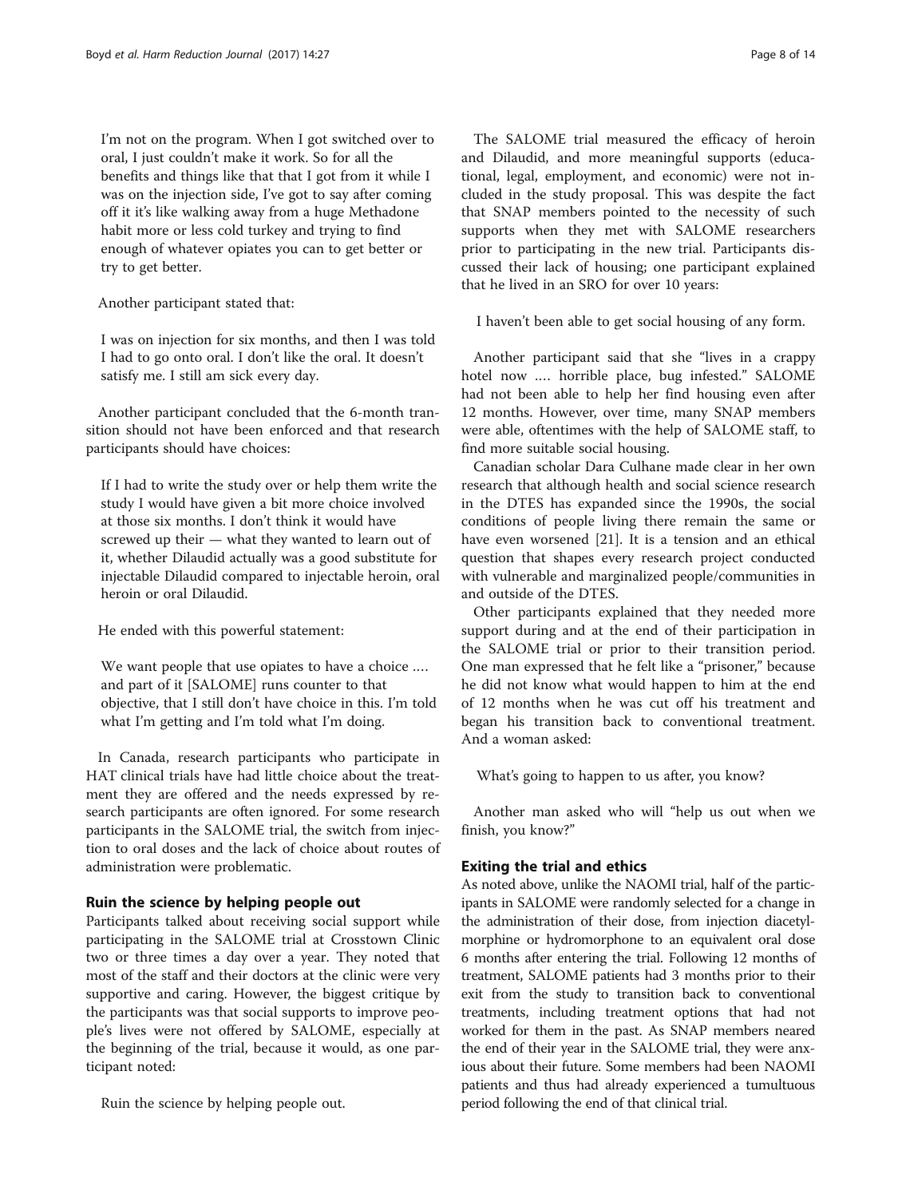> I'm not on the program. When I got switched over to oral, I just couldn't make it work. So for all the benefits and things like that that I got from it while I was on the injection side, I've got to say after coming off it it's like walking away from a huge Methadone habit more or less cold turkey and trying to find enough of whatever opiates you can to get better or try to get better.

Another participant stated that:

> I was on injection for six months, and then I was told I had to go onto oral. I don't like the oral. It doesn't satisfy me. I still am sick every day.

Another participant concluded that the 6-month transition should not have been enforced and that research participants should have choices:

> If I had to write the study over or help them write the study I would have given a bit more choice involved at those six months. I don't think it would have screwed up their — what they wanted to learn out of it, whether Dilaudid actually was a good substitute for injectable Dilaudid compared to injectable heroin, oral heroin or oral Dilaudid.

He ended with this powerful statement:

> We want people that use opiates to have a choice .... and part of it [SALOME] runs counter to that objective, that I still don't have choice in this. I'm told what I'm getting and I'm told what I'm doing.

In Canada, research participants who participate in HAT clinical trials have had little choice about the treatment they are offered and the needs expressed by research participants are often ignored. For some research participants in the SALOME trial, the switch from injection to oral doses and the lack of choice about routes of administration were problematic.

## Ruin the science by helping people out

Participants talked about receiving social support while participating in the SALOME trial at Crosstown Clinic two or three times a day over a year. They noted that most of the staff and their doctors at the clinic were very supportive and caring. However, the biggest critique by the participants was that social supports to improve people's lives were not offered by SALOME, especially at the beginning of the trial, because it would, as one participant noted:

> Ruin the science by helping people out.

The SALOME trial measured the efficacy of heroin and Dilaudid, and more meaningful supports (educational, legal, employment, and economic) were not included in the study proposal. This was despite the fact that SNAP members pointed to the necessity of such supports when they met with SALOME researchers prior to participating in the new trial. Participants discussed their lack of housing; one participant explained that he lived in an SRO for over 10 years:

> I haven't been able to get social housing of any form.

Another participant said that she "lives in a crappy hotel now .... horrible place, bug infested." SALOME had not been able to help her find housing even after 12 months. However, over time, many SNAP members were able, oftentimes with the help of SALOME staff, to find more suitable social housing.

Canadian scholar Dara Culhane made clear in her own research that although health and social science research in the DTES has expanded since the 1990s, the social conditions of people living there remain the same or have even worsened [21]. It is a tension and an ethical question that shapes every research project conducted with vulnerable and marginalized people/communities in and outside of the DTES.

Other participants explained that they needed more support during and at the end of their participation in the SALOME trial or prior to their transition period. One man expressed that he felt like a "prisoner," because he did not know what would happen to him at the end of 12 months when he was cut off his treatment and began his transition back to conventional treatment. And a woman asked:

> What's going to happen to us after, you know?

Another man asked who will "help us out when we finish, you know?"

## Exiting the trial and ethics

As noted above, unlike the NAOMI trial, half of the participants in SALOME were randomly selected for a change in the administration of their dose, from injection diacetylmorphine or hydromorphone to an equivalent oral dose 6 months after entering the trial. Following 12 months of treatment, SALOME patients had 3 months prior to their exit from the study to transition back to conventional treatments, including treatment options that had not worked for them in the past. As SNAP members neared the end of their year in the SALOME trial, they were anxious about their future. Some members had been NAOMI patients and thus had already experienced a tumultuous period following the end of that clinical trial.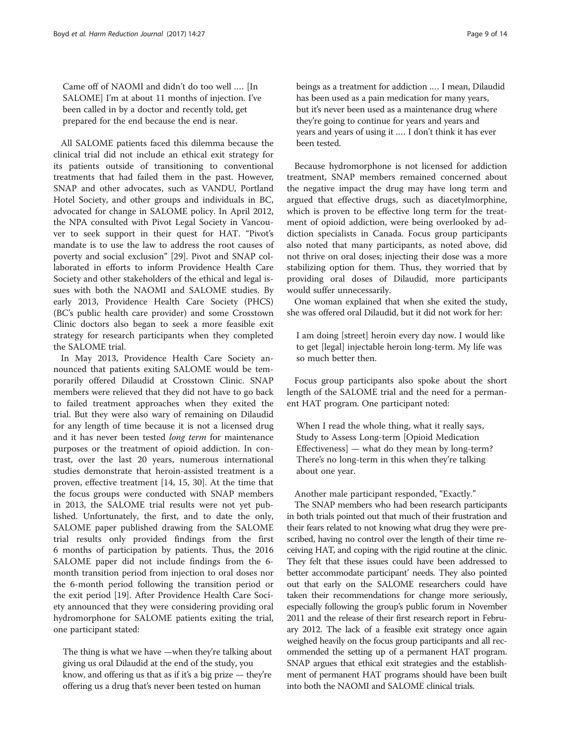> Came off of NAOMI and didn't do too well .... [In SALOME] I'm at about 11 months of injection. I've been called in by a doctor and recently told, get prepared for the end because the end is near.

All SALOME patients faced this dilemma because the clinical trial did not include an ethical exit strategy for its patients outside of transitioning to conventional treatments that had failed them in the past. However, SNAP and other advocates, such as VANDU, Portland Hotel Society, and other groups and individuals in BC, advocated for change in SALOME policy. In April 2012, the NPA consulted with Pivot Legal Society in Vancouver to seek support in their quest for HAT. "Pivot's mandate is to use the law to address the root causes of poverty and social exclusion" [29]. Pivot and SNAP collaborated in efforts to inform Providence Health Care Society and other stakeholders of the ethical and legal issues with both the NAOMI and SALOME studies. By early 2013, Providence Health Care Society (PHCS) (BC's public health care provider) and some Crosstown Clinic doctors also began to seek a more feasible exit strategy for research participants when they completed the SALOME trial.

In May 2013, Providence Health Care Society announced that patients exiting SALOME would be temporarily offered Dilaudid at Crosstown Clinic. SNAP members were relieved that they did not have to go back to failed treatment approaches when they exited the trial. But they were also wary of remaining on Dilaudid for any length of time because it is not a licensed drug and it has never been tested *long term* for maintenance purposes or the treatment of opioid addiction. In contrast, over the last 20 years, numerous international studies demonstrate that heroin-assisted treatment is a proven, effective treatment [14, 15, 30]. At the time that the focus groups were conducted with SNAP members in 2013, the SALOME trial results were not yet published. Unfortunately, the first, and to date the only, SALOME paper published drawing from the SALOME trial results only provided findings from the first 6 months of participation by patients. Thus, the 2016 SALOME paper did not include findings from the 6-month transition period from injection to oral doses nor the 6-month period following the transition period or the exit period [19]. After Providence Health Care Society announced that they were considering providing oral hydromorphone for SALOME patients exiting the trial, one participant stated:

> The thing is what we have —when they're talking about giving us oral Dilaudid at the end of the study, you know, and offering us that as if it's a big prize — they're offering us a drug that's never been tested on human beings as a treatment for addiction .... I mean, Dilaudid has been used as a pain medication for many years, but it's never been used as a maintenance drug where they're going to continue for years and years and years and years of using it .... I don't think it has ever been tested.

Because hydromorphone is not licensed for addiction treatment, SNAP members remained concerned about the negative impact the drug may have long term and argued that effective drugs, such as diacetylmorphine, which is proven to be effective long term for the treatment of opioid addiction, were being overlooked by addiction specialists in Canada. Focus group participants also noted that many participants, as noted above, did not thrive on oral doses; injecting their dose was a more stabilizing option for them. Thus, they worried that by providing oral doses of Dilaudid, more participants would suffer unnecessarily.

One woman explained that when she exited the study, she was offered oral Dilaudid, but it did not work for her:

> I am doing [street] heroin every day now. I would like to get [legal] injectable heroin long-term. My life was so much better then.

Focus group participants also spoke about the short length of the SALOME trial and the need for a permanent HAT program. One participant noted:

> When I read the whole thing, what it really says, Study to Assess Long-term [Opioid Medication Effectiveness] — what do they mean by long-term? There's no long-term in this when they're talking about one year.

Another male participant responded, "Exactly."

The SNAP members who had been research participants in both trials pointed out that much of their frustration and their fears related to not knowing what drug they were prescribed, having no control over the length of their time receiving HAT, and coping with the rigid routine at the clinic. They felt that these issues could have been addressed to better accommodate participant' needs. They also pointed out that early on the SALOME researchers could have taken their recommendations for change more seriously, especially following the group's public forum in November 2011 and the release of their first research report in February 2012. The lack of a feasible exit strategy once again weighed heavily on the focus group participants and all recommended the setting up of a permanent HAT program. SNAP argues that ethical exit strategies and the establishment of permanent HAT programs should have been built into both the NAOMI and SALOME clinical trials.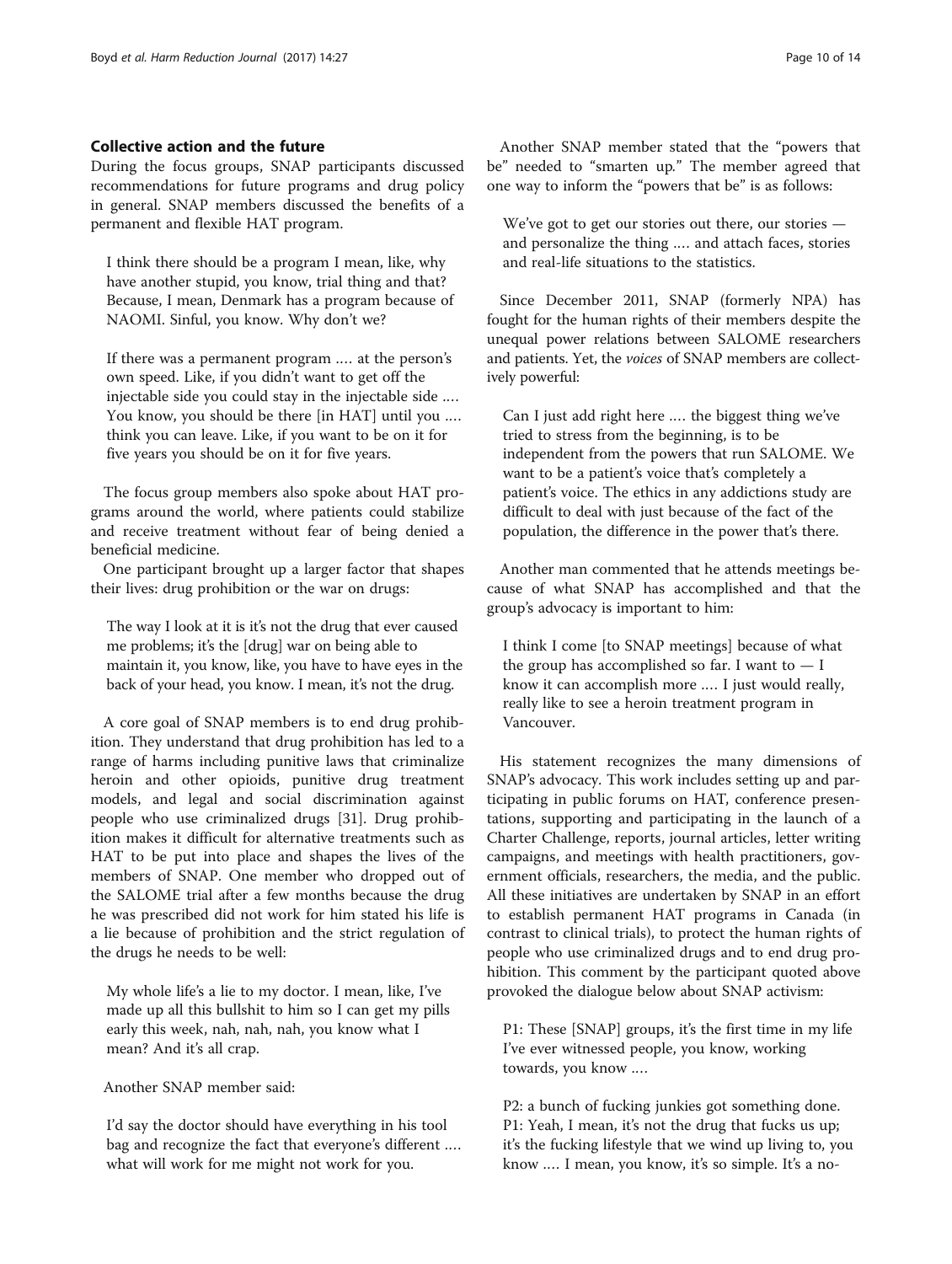### Collective action and the future

During the focus groups, SNAP participants discussed recommendations for future programs and drug policy in general. SNAP members discussed the benefits of a permanent and flexible HAT program.

> I think there should be a program I mean, like, why have another stupid, you know, trial thing and that? Because, I mean, Denmark has a program because of NAOMI. Sinful, you know. Why don't we?

> If there was a permanent program .... at the person's own speed. Like, if you didn't want to get off the injectable side you could stay in the injectable side .... You know, you should be there [in HAT] until you .... think you can leave. Like, if you want to be on it for five years you should be on it for five years.

The focus group members also spoke about HAT programs around the world, where patients could stabilize and receive treatment without fear of being denied a beneficial medicine.

One participant brought up a larger factor that shapes their lives: drug prohibition or the war on drugs:

> The way I look at it is it's not the drug that ever caused me problems; it's the [drug] war on being able to maintain it, you know, like, you have to have eyes in the back of your head, you know. I mean, it's not the drug.

A core goal of SNAP members is to end drug prohibition. They understand that drug prohibition has led to a range of harms including punitive laws that criminalize heroin and other opioids, punitive drug treatment models, and legal and social discrimination against people who use criminalized drugs [31]. Drug prohibition makes it difficult for alternative treatments such as HAT to be put into place and shapes the lives of the members of SNAP. One member who dropped out of the SALOME trial after a few months because the drug he was prescribed did not work for him stated his life is a lie because of prohibition and the strict regulation of the drugs he needs to be well:

> My whole life's a lie to my doctor. I mean, like, I've made up all this bullshit to him so I can get my pills early this week, nah, nah, nah, you know what I mean? And it's all crap.

Another SNAP member said:

> I'd say the doctor should have everything in his tool bag and recognize the fact that everyone's different .... what will work for me might not work for you.

Another SNAP member stated that the "powers that be" needed to "smarten up." The member agreed that one way to inform the "powers that be" is as follows:

> We've got to get our stories out there, our stories — and personalize the thing .... and attach faces, stories and real-life situations to the statistics.

Since December 2011, SNAP (formerly NPA) has fought for the human rights of their members despite the unequal power relations between SALOME researchers and patients. Yet, the *voices* of SNAP members are collectively powerful:

> Can I just add right here .... the biggest thing we've tried to stress from the beginning, is to be independent from the powers that run SALOME. We want to be a patient's voice that's completely a patient's voice. The ethics in any addictions study are difficult to deal with just because of the fact of the population, the difference in the power that's there.

Another man commented that he attends meetings because of what SNAP has accomplished and that the group's advocacy is important to him:

> I think I come [to SNAP meetings] because of what the group has accomplished so far. I want to — I know it can accomplish more .... I just would really, really like to see a heroin treatment program in Vancouver.

His statement recognizes the many dimensions of SNAP's advocacy. This work includes setting up and participating in public forums on HAT, conference presentations, supporting and participating in the launch of a Charter Challenge, reports, journal articles, letter writing campaigns, and meetings with health practitioners, government officials, researchers, the media, and the public. All these initiatives are undertaken by SNAP in an effort to establish permanent HAT programs in Canada (in contrast to clinical trials), to protect the human rights of people who use criminalized drugs and to end drug prohibition. This comment by the participant quoted above provoked the dialogue below about SNAP activism:

> P1: These [SNAP] groups, it's the first time in my life I've ever witnessed people, you know, working towards, you know ....
>
> P2: a bunch of fucking junkies got something done.
> P1: Yeah, I mean, it's not the drug that fucks us up; it's the fucking lifestyle that we wind up living to, you know .... I mean, you know, it's so simple. It's a no-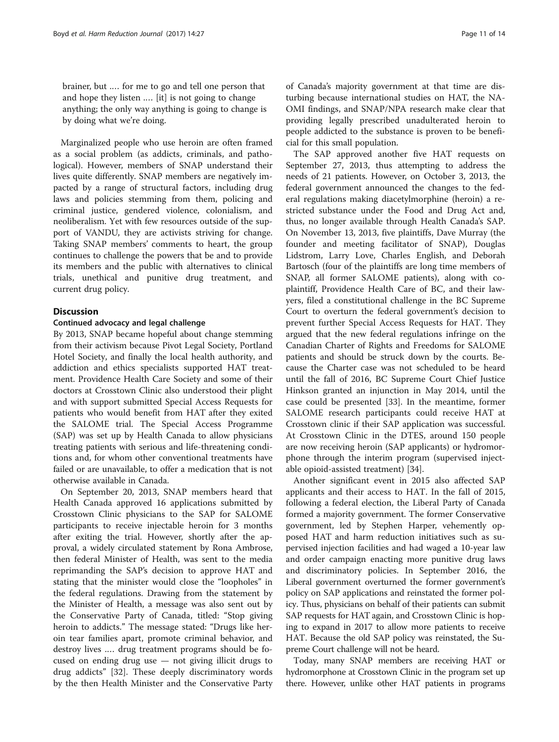brainer, but .… for me to go and tell one person that and hope they listen .… [it] is not going to change anything; the only way anything is going to change is by doing what we're doing.

Marginalized people who use heroin are often framed as a social problem (as addicts, criminals, and pathological). However, members of SNAP understand their lives quite differently. SNAP members are negatively impacted by a range of structural factors, including drug laws and policies stemming from them, policing and criminal justice, gendered violence, colonialism, and neoliberalism. Yet with few resources outside of the support of VANDU, they are activists striving for change. Taking SNAP members' comments to heart, the group continues to challenge the powers that be and to provide its members and the public with alternatives to clinical trials, unethical and punitive drug treatment, and current drug policy.

## Discussion

### Continued advocacy and legal challenge

By 2013, SNAP became hopeful about change stemming from their activism because Pivot Legal Society, Portland Hotel Society, and finally the local health authority, and addiction and ethics specialists supported HAT treatment. Providence Health Care Society and some of their doctors at Crosstown Clinic also understood their plight and with support submitted Special Access Requests for patients who would benefit from HAT after they exited the SALOME trial. The Special Access Programme (SAP) was set up by Health Canada to allow physicians treating patients with serious and life-threatening conditions and, for whom other conventional treatments have failed or are unavailable, to offer a medication that is not otherwise available in Canada.

On September 20, 2013, SNAP members heard that Health Canada approved 16 applications submitted by Crosstown Clinic physicians to the SAP for SALOME participants to receive injectable heroin for 3 months after exiting the trial. However, shortly after the approval, a widely circulated statement by Rona Ambrose, then federal Minister of Health, was sent to the media reprimanding the SAP's decision to approve HAT and stating that the minister would close the "loopholes" in the federal regulations. Drawing from the statement by the Minister of Health, a message was also sent out by the Conservative Party of Canada, titled: "Stop giving heroin to addicts." The message stated: "Drugs like heroin tear families apart, promote criminal behavior, and destroy lives .… drug treatment programs should be focused on ending drug use — not giving illicit drugs to drug addicts" [32]. These deeply discriminatory words by the then Health Minister and the Conservative Party of Canada's majority government at that time are disturbing because international studies on HAT, the NAOMI findings, and SNAP/NPA research make clear that providing legally prescribed unadulterated heroin to people addicted to the substance is proven to be beneficial for this small population.

The SAP approved another five HAT requests on September 27, 2013, thus attempting to address the needs of 21 patients. However, on October 3, 2013, the federal government announced the changes to the federal regulations making diacetylmorphine (heroin) a restricted substance under the Food and Drug Act and, thus, no longer available through Health Canada's SAP. On November 13, 2013, five plaintiffs, Dave Murray (the founder and meeting facilitator of SNAP), Douglas Lidstrom, Larry Love, Charles English, and Deborah Bartosch (four of the plaintiffs are long time members of SNAP, all former SALOME patients), along with co-plaintiff, Providence Health Care of BC, and their lawyers, filed a constitutional challenge in the BC Supreme Court to overturn the federal government's decision to prevent further Special Access Requests for HAT. They argued that the new federal regulations infringe on the Canadian Charter of Rights and Freedoms for SALOME patients and should be struck down by the courts. Because the Charter case was not scheduled to be heard until the fall of 2016, BC Supreme Court Chief Justice Hinkson granted an injunction in May 2014, until the case could be presented [33]. In the meantime, former SALOME research participants could receive HAT at Crosstown clinic if their SAP application was successful. At Crosstown Clinic in the DTES, around 150 people are now receiving heroin (SAP applicants) or hydromorphone through the interim program (supervised injectable opioid-assisted treatment) [34].

Another significant event in 2015 also affected SAP applicants and their access to HAT. In the fall of 2015, following a federal election, the Liberal Party of Canada formed a majority government. The former Conservative government, led by Stephen Harper, vehemently opposed HAT and harm reduction initiatives such as supervised injection facilities and had waged a 10-year law and order campaign enacting more punitive drug laws and discriminatory policies. In September 2016, the Liberal government overturned the former government's policy on SAP applications and reinstated the former policy. Thus, physicians on behalf of their patients can submit SAP requests for HAT again, and Crosstown Clinic is hoping to expand in 2017 to allow more patients to receive HAT. Because the old SAP policy was reinstated, the Supreme Court challenge will not be heard.

Today, many SNAP members are receiving HAT or hydromorphone at Crosstown Clinic in the program set up there. However, unlike other HAT patients in programs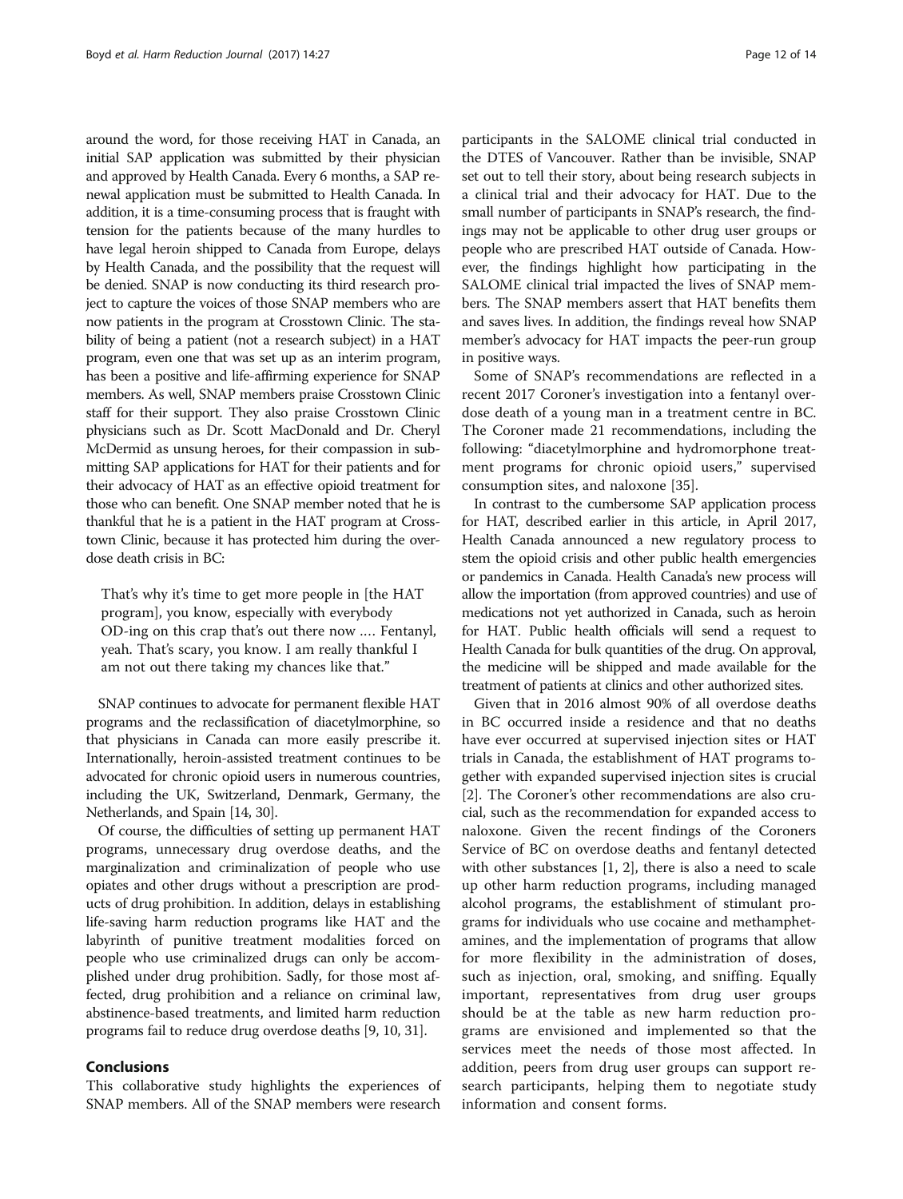around the word, for those receiving HAT in Canada, an initial SAP application was submitted by their physician and approved by Health Canada. Every 6 months, a SAP renewal application must be submitted to Health Canada. In addition, it is a time-consuming process that is fraught with tension for the patients because of the many hurdles to have legal heroin shipped to Canada from Europe, delays by Health Canada, and the possibility that the request will be denied. SNAP is now conducting its third research project to capture the voices of those SNAP members who are now patients in the program at Crosstown Clinic. The stability of being a patient (not a research subject) in a HAT program, even one that was set up as an interim program, has been a positive and life-affirming experience for SNAP members. As well, SNAP members praise Crosstown Clinic staff for their support. They also praise Crosstown Clinic physicians such as Dr. Scott MacDonald and Dr. Cheryl McDermid as unsung heroes, for their compassion in submitting SAP applications for HAT for their patients and for their advocacy of HAT as an effective opioid treatment for those who can benefit. One SNAP member noted that he is thankful that he is a patient in the HAT program at Crosstown Clinic, because it has protected him during the overdose death crisis in BC:

> That's why it's time to get more people in [the HAT program], you know, especially with everybody OD-ing on this crap that's out there now .... Fentanyl, yeah. That's scary, you know. I am really thankful I am not out there taking my chances like that."

SNAP continues to advocate for permanent flexible HAT programs and the reclassification of diacetylmorphine, so that physicians in Canada can more easily prescribe it. Internationally, heroin-assisted treatment continues to be advocated for chronic opioid users in numerous countries, including the UK, Switzerland, Denmark, Germany, the Netherlands, and Spain [14, 30].

Of course, the difficulties of setting up permanent HAT programs, unnecessary drug overdose deaths, and the marginalization and criminalization of people who use opiates and other drugs without a prescription are products of drug prohibition. In addition, delays in establishing life-saving harm reduction programs like HAT and the labyrinth of punitive treatment modalities forced on people who use criminalized drugs can only be accomplished under drug prohibition. Sadly, for those most affected, drug prohibition and a reliance on criminal law, abstinence-based treatments, and limited harm reduction programs fail to reduce drug overdose deaths [9, 10, 31].

## Conclusions

This collaborative study highlights the experiences of SNAP members. All of the SNAP members were research participants in the SALOME clinical trial conducted in the DTES of Vancouver. Rather than be invisible, SNAP set out to tell their story, about being research subjects in a clinical trial and their advocacy for HAT. Due to the small number of participants in SNAP's research, the findings may not be applicable to other drug user groups or people who are prescribed HAT outside of Canada. However, the findings highlight how participating in the SALOME clinical trial impacted the lives of SNAP members. The SNAP members assert that HAT benefits them and saves lives. In addition, the findings reveal how SNAP member's advocacy for HAT impacts the peer-run group in positive ways.

Some of SNAP's recommendations are reflected in a recent 2017 Coroner's investigation into a fentanyl overdose death of a young man in a treatment centre in BC. The Coroner made 21 recommendations, including the following: "diacetylmorphine and hydromorphone treatment programs for chronic opioid users," supervised consumption sites, and naloxone [35].

In contrast to the cumbersome SAP application process for HAT, described earlier in this article, in April 2017, Health Canada announced a new regulatory process to stem the opioid crisis and other public health emergencies or pandemics in Canada. Health Canada's new process will allow the importation (from approved countries) and use of medications not yet authorized in Canada, such as heroin for HAT. Public health officials will send a request to Health Canada for bulk quantities of the drug. On approval, the medicine will be shipped and made available for the treatment of patients at clinics and other authorized sites.

Given that in 2016 almost 90% of all overdose deaths in BC occurred inside a residence and that no deaths have ever occurred at supervised injection sites or HAT trials in Canada, the establishment of HAT programs together with expanded supervised injection sites is crucial [2]. The Coroner's other recommendations are also crucial, such as the recommendation for expanded access to naloxone. Given the recent findings of the Coroners Service of BC on overdose deaths and fentanyl detected with other substances [1, 2], there is also a need to scale up other harm reduction programs, including managed alcohol programs, the establishment of stimulant programs for individuals who use cocaine and methamphetamines, and the implementation of programs that allow for more flexibility in the administration of doses, such as injection, oral, smoking, and sniffing. Equally important, representatives from drug user groups should be at the table as new harm reduction programs are envisioned and implemented so that the services meet the needs of those most affected. In addition, peers from drug user groups can support research participants, helping them to negotiate study information and consent forms.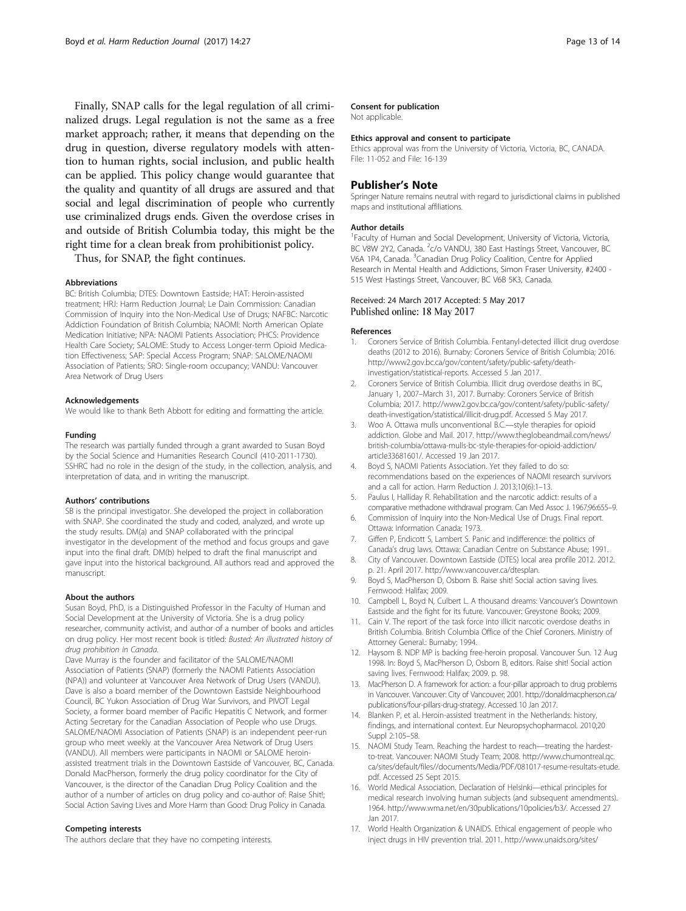Finally, SNAP calls for the legal regulation of all criminalized drugs. Legal regulation is not the same as a free market approach; rather, it means that depending on the drug in question, diverse regulatory models with attention to human rights, social inclusion, and public health can be applied. This policy change would guarantee that the quality and quantity of all drugs are assured and that social and legal discrimination of people who currently use criminalized drugs ends. Given the overdose crises in and outside of British Columbia today, this might be the right time for a clean break from prohibitionist policy.

Thus, for SNAP, the fight continues.

#### Abbreviations

BC: British Columbia; DTES: Downtown Eastside; HAT: Heroin-assisted treatment; HRJ: Harm Reduction Journal; Le Dain Commission: Canadian Commission of Inquiry into the Non-Medical Use of Drugs; NAFBC: Narcotic Addiction Foundation of British Columbia; NAOMI: North American Opiate Medication Initiative; NPA: NAOMI Patients Association; PHCS: Providence Health Care Society; SALOME: Study to Access Longer-term Opioid Medication Effectiveness; SAP: Special Access Program; SNAP: SALOME/NAOMI Association of Patients; SRO: Single-room occupancy; VANDU: Vancouver Area Network of Drug Users

#### Acknowledgements

We would like to thank Beth Abbott for editing and formatting the article.

#### Funding

The research was partially funded through a grant awarded to Susan Boyd by the Social Science and Humanities Research Council (410-2011-1730). SSHRC had no role in the design of the study, in the collection, analysis, and interpretation of data, and in writing the manuscript.

#### Authors' contributions

SB is the principal investigator. She developed the project in collaboration with SNAP. She coordinated the study and coded, analyzed, and wrote up the study results. DM(a) and SNAP collaborated with the principal investigator in the development of the method and focus groups and gave input into the final draft. DM(b) helped to draft the final manuscript and gave input into the historical background. All authors read and approved the manuscript.

#### About the authors

Susan Boyd, PhD, is a Distinguished Professor in the Faculty of Human and Social Development at the University of Victoria. She is a drug policy researcher, community activist, and author of a number of books and articles on drug policy. Her most recent book is titled: *Busted: An illustrated history of drug prohibition in Canada*.

Dave Murray is the founder and facilitator of the SALOME/NAOMI Association of Patients (SNAP) (formerly the NAOMI Patients Association (NPA)) and volunteer at Vancouver Area Network of Drug Users (VANDU). Dave is also a board member of the Downtown Eastside Neighbourhood Council, BC Yukon Association of Drug War Survivors, and PIVOT Legal Society, a former board member of Pacific Hepatitis C Network, and former Acting Secretary for the Canadian Association of People who use Drugs. SALOME/NAOMI Association of Patients (SNAP) is an independent peer-run group who meet weekly at the Vancouver Area Network of Drug Users (VANDU). All members were participants in NAOMI or SALOME heroin-assisted treatment trials in the Downtown Eastside of Vancouver, BC, Canada. Donald MacPherson, formerly the drug policy coordinator for the City of Vancouver, is the director of the Canadian Drug Policy Coalition and the author of a number of articles on drug policy and co-author of: Raise Shit!; Social Action Saving Lives and More Harm than Good: Drug Policy in Canada.

#### Competing interests

The authors declare that they have no competing interests.

#### Consent for publication

Not applicable.

#### Ethics approval and consent to participate

Ethics approval was from the University of Victoria, Victoria, BC, CANADA. File: 11-052 and File: 16-139

## Publisher's Note

Springer Nature remains neutral with regard to jurisdictional claims in published maps and institutional affiliations.

#### Author details

[1]Faculty of Human and Social Development, University of Victoria, Victoria, BC V8W 2Y2, Canada. [2]c/o VANDU, 380 East Hastings Street, Vancouver, BC V6A 1P4, Canada. [3]Canadian Drug Policy Coalition, Centre for Applied Research in Mental Health and Addictions, Simon Fraser University, #2400 - 515 West Hastings Street, Vancouver, BC V6B 5K3, Canada.

Received: 24 March 2017 Accepted: 5 May 2017
Published online: 18 May 2017

#### References

1. Coroners Service of British Columbia. Fentanyl-detected illicit drug overdose deaths (2012 to 2016). Burnaby: Coroners Service of British Columbia; 2016. http://www2.gov.bc.ca/gov/content/safety/public-safety/death-investigation/statistical-reports. Accessed 5 Jan 2017.
2. Coroners Service of British Columbia. Illicit drug overdose deaths in BC, January 1, 2007–March 31, 2017. Burnaby: Coroners Service of British Columbia; 2017. http://www2.gov.bc.ca/gov/content/safety/public-safety/death-investigation/statistical/illicit-drug.pdf. Accessed 5 May 2017.
3. Woo A. Ottawa mulls unconventional B.C.—style therapies for opioid addiction. Globe and Mail. 2017. http://www.theglobeandmail.com/news/british-columbia/ottawa-mulls-bc-style-therapies-for-opioid-addiction/article33681601/. Accessed 19 Jan 2017.
4. Boyd S, NAOMI Patients Association. Yet they failed to do so: recommendations based on the experiences of NAOMI research survivors and a call for action. Harm Reduction J. 2013;10(6):1–13.
5. Paulus I, Halliday R. Rehabilitation and the narcotic addict: results of a comparative methadone withdrawal program. Can Med Assoc J. 1967;96:655–9.
6. Commission of Inquiry into the Non-Medical Use of Drugs. Final report. Ottawa: Information Canada; 1973.
7. Giffen P, Endicott S, Lambert S. Panic and indifference: the politics of Canada's drug laws. Ottawa: Canadian Centre on Substance Abuse; 1991.
8. City of Vancouver. Downtown Eastside (DTES) local area profile 2012. 2012. p. 21. April 2017. http://www.vancouver.ca/dtesplan.
9. Boyd S, MacPherson D, Osborn B. Raise shit! Social action saving lives. Fernwood: Halifax; 2009.
10. Campbell L, Boyd N, Culbert L. A thousand dreams: Vancouver's Downtown Eastside and the fight for its future. Vancouver: Greystone Books; 2009.
11. Cain V. The report of the task force into illicit narcotic overdose deaths in British Columbia. British Columbia Office of the Chief Coroners. Ministry of Attorney General.: Burnaby; 1994.
12. Haysom B. NDP MP is backing free-heroin proposal. Vancouver Sun. 12 Aug 1998. In: Boyd S, MacPherson D, Osborn B, editors. Raise shit! Social action saving lives. Fernwood: Halifax; 2009. p. 98.
13. MacPherson D. A framework for action: a four-pillar approach to drug problems in Vancouver. Vancouver: City of Vancouver; 2001. http://donaldmacpherson.ca/publications/four-pillars-drug-strategy. Accessed 10 Jan 2017.
14. Blanken P, et al. Heroin-assisted treatment in the Netherlands: history, findings, and international context. Eur Neuropsychopharmacol. 2010;20 Suppl 2:105–58.
15. NAOMI Study Team. Reaching the hardest to reach—treating the hardest-to-treat. Vancouver: NAOMI Study Team; 2008. http://www.chumontreal.qc.ca/sites/default/files//documents/Media/PDF/081017-resume-resultats-etude.pdf. Accessed 25 Sept 2015.
16. World Medical Association. Declaration of Helsinki—ethical principles for medical research involving human subjects (and subsequent amendments). 1964. http://www.wma.net/en/30publications/10policies/b3/. Accessed 27 Jan 2017.
17. World Health Organization & UNAIDS. Ethical engagement of people who inject drugs in HIV prevention trial. 2011. http://www.unaids.org/sites/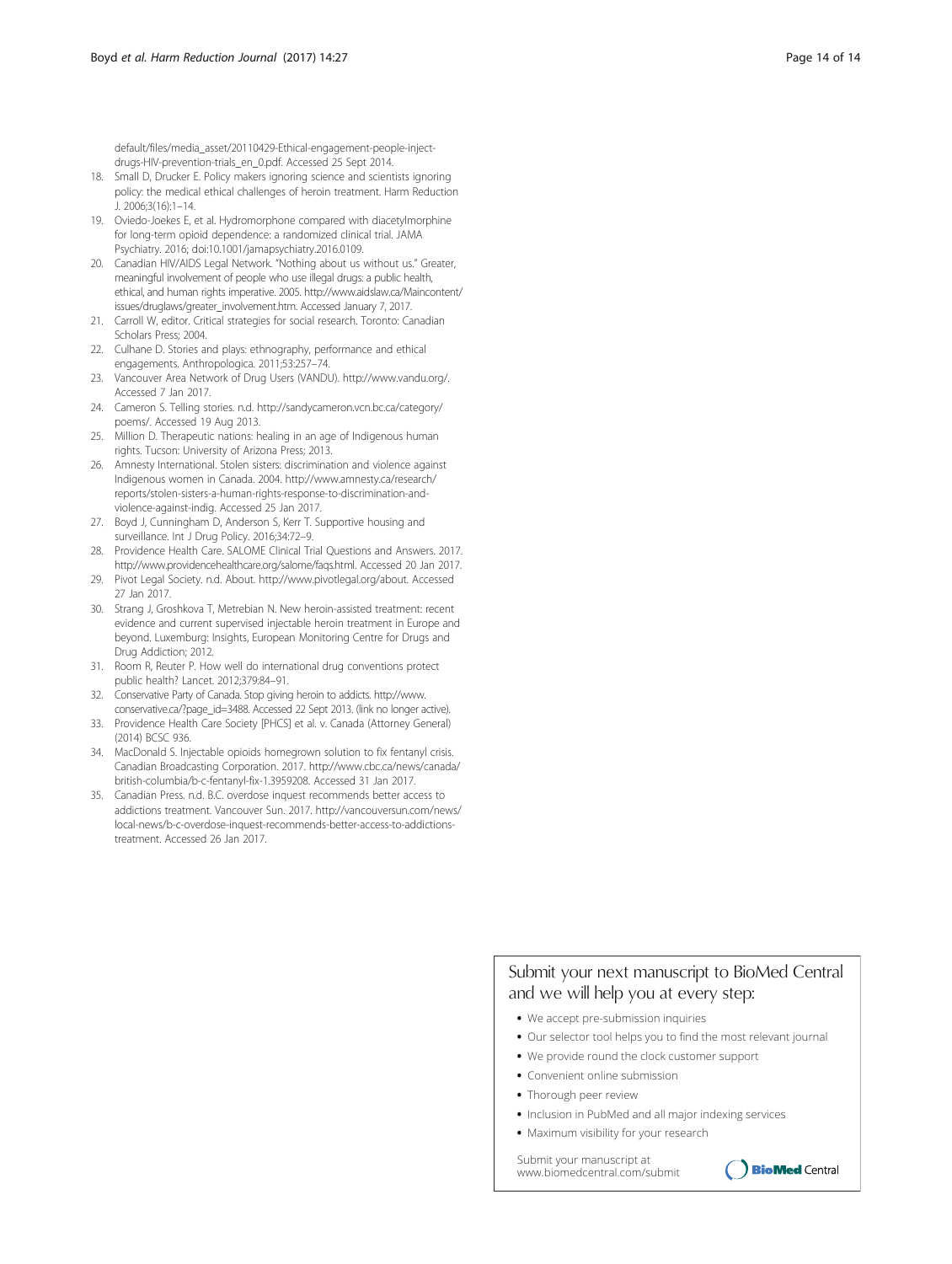default/files/media_asset/20110429-Ethical-engagement-people-inject-drugs-HIV-prevention-trials_en_0.pdf. Accessed 25 Sept 2014.

18. Small D, Drucker E. Policy makers ignoring science and scientists ignoring policy: the medical ethical challenges of heroin treatment. Harm Reduction J. 2006;3(16):1–14.
19. Oviedo-Joekes E, et al. Hydromorphone compared with diacetylmorphine for long-term opioid dependence: a randomized clinical trial. JAMA Psychiatry. 2016; doi:10.1001/jamapsychiatry.2016.0109.
20. Canadian HIV/AIDS Legal Network. "Nothing about us without us." Greater, meaningful involvement of people who use illegal drugs: a public health, ethical, and human rights imperative. 2005. http://www.aidslaw.ca/Maincontent/issues/druglaws/greater_involvement.htm. Accessed January 7, 2017.
21. Carroll W, editor. Critical strategies for social research. Toronto: Canadian Scholars Press; 2004.
22. Culhane D. Stories and plays: ethnography, performance and ethical engagements. Anthropologica. 2011;53:257–74.
23. Vancouver Area Network of Drug Users (VANDU). http://www.vandu.org/. Accessed 7 Jan 2017.
24. Cameron S. Telling stories. n.d. http://sandycameron.vcn.bc.ca/category/poems/. Accessed 19 Aug 2013.
25. Million D. Therapeutic nations: healing in an age of Indigenous human rights. Tucson: University of Arizona Press; 2013.
26. Amnesty International. Stolen sisters: discrimination and violence against Indigenous women in Canada. 2004. http://www.amnesty.ca/research/reports/stolen-sisters-a-human-rights-response-to-discrimination-and-violence-against-indig. Accessed 25 Jan 2017.
27. Boyd J, Cunningham D, Anderson S, Kerr T. Supportive housing and surveillance. Int J Drug Policy. 2016;34:72–9.
28. Providence Health Care. SALOME Clinical Trial Questions and Answers. 2017. http://www.providencehealthcare.org/salome/faqs.html. Accessed 20 Jan 2017.
29. Pivot Legal Society. n.d. About. http://www.pivotlegal.org/about. Accessed 27 Jan 2017.
30. Strang J, Groshkova T, Metrebian N. New heroin-assisted treatment: recent evidence and current supervised injectable heroin treatment in Europe and beyond. Luxemburg: Insights, European Monitoring Centre for Drugs and Drug Addiction; 2012.
31. Room R, Reuter P. How well do international drug conventions protect public health? Lancet. 2012;379:84–91.
32. Conservative Party of Canada. Stop giving heroin to addicts. http://www.conservative.ca/?page_id=3488. Accessed 22 Sept 2013. (link no longer active).
33. Providence Health Care Society [PHCS] et al. v. Canada (Attorney General) (2014) BCSC 936.
34. MacDonald S. Injectable opioids homegrown solution to fix fentanyl crisis. Canadian Broadcasting Corporation. 2017. http://www.cbc.ca/news/canada/british-columbia/b-c-fentanyl-fix-1.3959208. Accessed 31 Jan 2017.
35. Canadian Press. n.d. B.C. overdose inquest recommends better access to addictions treatment. Vancouver Sun. 2017. http://vancouversun.com/news/local-news/b-c-overdose-inquest-recommends-better-access-to-addictions-treatment. Accessed 26 Jan 2017.

Submit your next manuscript to BioMed Central and we will help you at every step:

- We accept pre-submission inquiries
- Our selector tool helps you to find the most relevant journal
- We provide round the clock customer support
- Convenient online submission
- Thorough peer review
- Inclusion in PubMed and all major indexing services
- Maximum visibility for your research

Submit your manuscript at www.biomedcentral.com/submit

BioMed Central